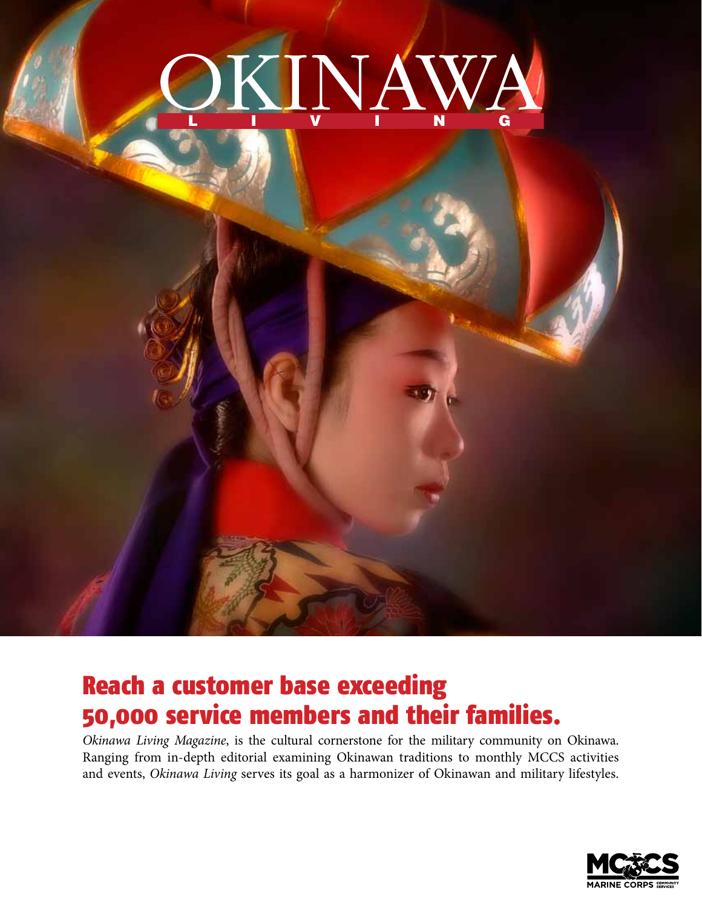# OKINAWA LIVING

## Reach a customer base exceeding 50,000 service members and their families.

*Okinawa Living Magazine*, is the cultural cornerstone for the military community on Okinawa. Ranging from in-depth editorial examining Okinawan traditions to monthly MCCS activities and events, *Okinawa Living* serves its goal as a harmonizer of Okinawan and military lifestyles.

MCCS MARINE CORPS COMMUNITY SERVICES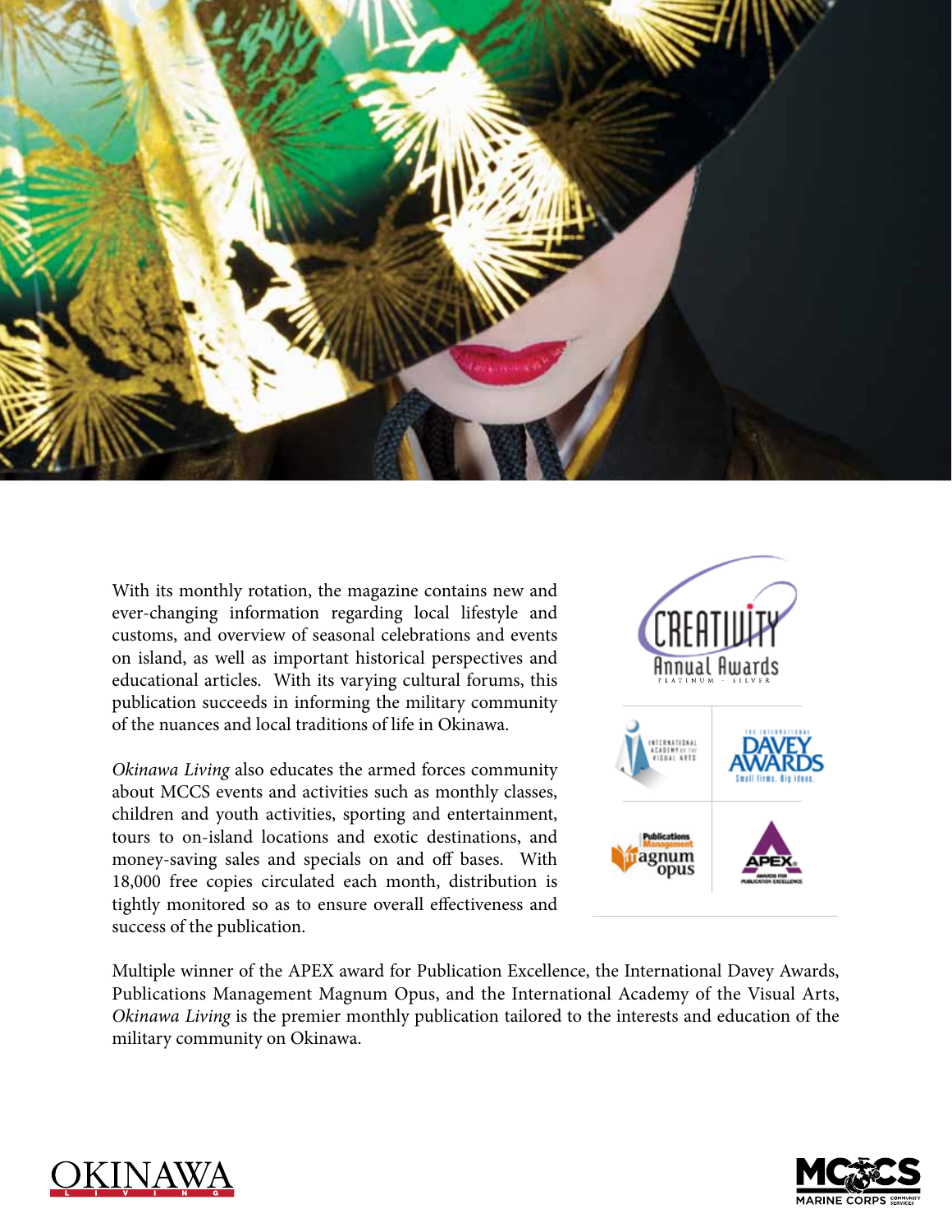With its monthly rotation, the magazine contains new and ever-changing information regarding local lifestyle and customs, and overview of seasonal celebrations and events on island, as well as important historical perspectives and educational articles. With its varying cultural forums, this publication succeeds in informing the military community of the nuances and local traditions of life in Okinawa.

*Okinawa Living* also educates the armed forces community about MCCS events and activities such as monthly classes, children and youth activities, sporting and entertainment, tours to on-island locations and exotic destinations, and money-saving sales and specials on and off bases. With 18,000 free copies circulated each month, distribution is tightly monitored so as to ensure overall effectiveness and success of the publication.

Multiple winner of the APEX award for Publication Excellence, the International Davey Awards, Publications Management Magnum Opus, and the International Academy of the Visual Arts, *Okinawa Living* is the premier monthly publication tailored to the interests and education of the military community on Okinawa.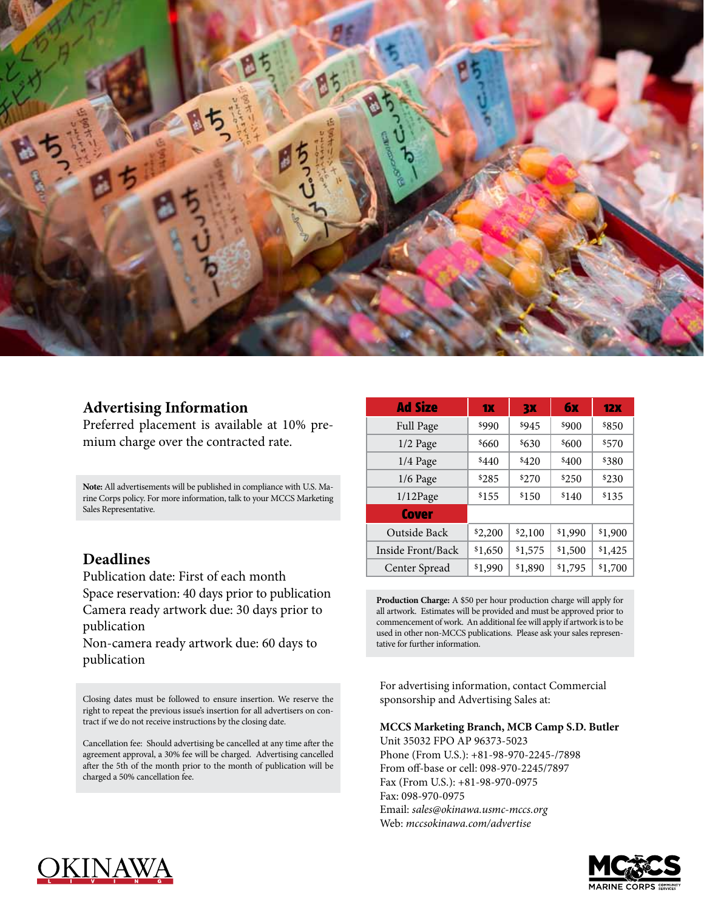## Advertising Information

Preferred placement is available at 10% premium charge over the contracted rate.

**Note:** All advertisements will be published in compliance with U.S. Marine Corps policy. For more information, talk to your MCCS Marketing Sales Representative.

## Deadlines

Publication date: First of each month
Space reservation: 40 days prior to publication
Camera ready artwork due: 30 days prior to publication
Non-camera ready artwork due: 60 days to publication

Closing dates must be followed to ensure insertion. We reserve the right to repeat the previous issue's insertion for all advertisers on contract if we do not receive instructions by the closing date.

Cancellation fee: Should advertising be cancelled at any time after the agreement approval, a 30% fee will be charged. Advertising cancelled after the 5th of the month prior to the month of publication will be charged a 50% cancellation fee.

| Ad Size | 1x | 3x | 6x | 12x |
|---|---|---|---|---|
| Full Page | $990 | $945 | $900 | $850 |
| 1/2 Page | $660 | $630 | $600 | $570 |
| 1/4 Page | $440 | $420 | $400 | $380 |
| 1/6 Page | $285 | $270 | $250 | $230 |
| 1/12Page | $155 | $150 | $140 | $135 |
| **Cover** | | | | |
| Outside Back | $2,200 | $2,100 | $1,990 | $1,900 |
| Inside Front/Back | $1,650 | $1,575 | $1,500 | $1,425 |
| Center Spread | $1,990 | $1,890 | $1,795 | $1,700 |

**Production Charge:** A $50 per hour production charge will apply for all artwork. Estimates will be provided and must be approved prior to commencement of work. An additional fee will apply if artwork is to be used in other non-MCCS publications. Please ask your sales representative for further information.

For advertising information, contact Commercial sponsorship and Advertising Sales at:

**MCCS Marketing Branch, MCB Camp S.D. Butler**
Unit 35032 FPO AP 96373-5023
Phone (From U.S.): +81-98-970-2245-/7898
From off-base or cell: 098-970-2245/7897
Fax (From U.S.): +81-98-970-0975
Fax: 098-970-0975
Email: *sales@okinawa.usmc-mccs.org*
Web: *mccsokinawa.com/advertise*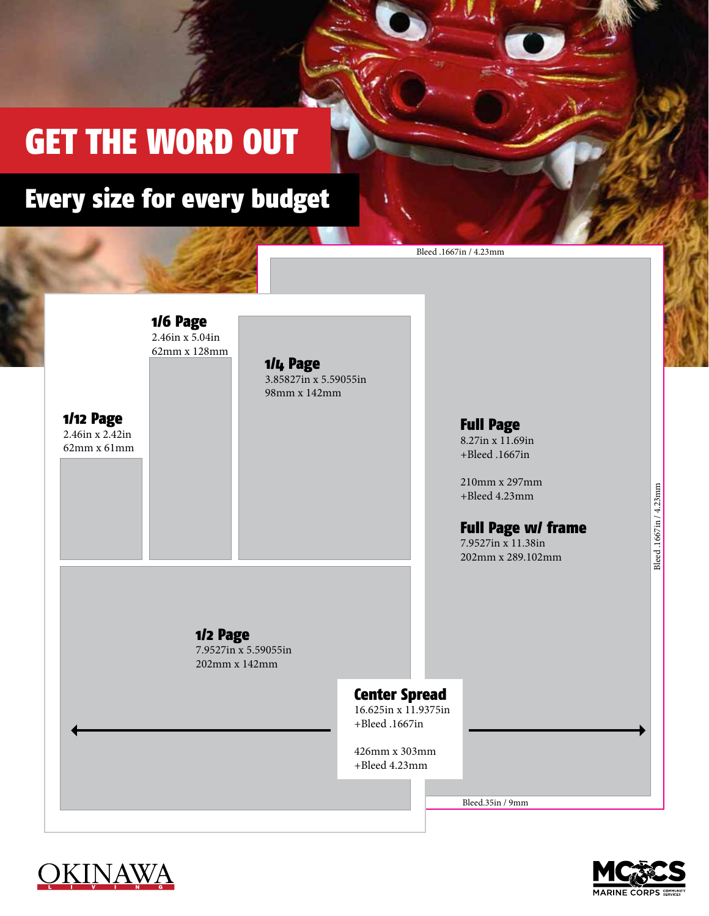# GET THE WORD OUT

## Every size for every budget

Bleed .1667in / 4.23mm

### 1/6 Page
2.46in x 5.04in
62mm x 128mm

### 1/4 Page
3.85827in x 5.59055in
98mm x 142mm

### 1/12 Page
2.46in x 2.42in
62mm x 61mm

### Full Page
8.27in x 11.69in
+Bleed .1667in

210mm x 297mm
+Bleed 4.23mm

### Full Page w/ frame
7.9527in x 11.38in
202mm x 289.102mm

Bleed .1667in / 4.23mm

### 1/2 Page
7.9527in x 5.59055in
202mm x 142mm

### Center Spread
16.625in x 11.9375in
+Bleed .1667in

426mm x 303mm
+Bleed 4.23mm

Bleed.35in / 9mm

OKINAWA LIVING

MCCS MARINE CORPS COMMUNITY SERVICES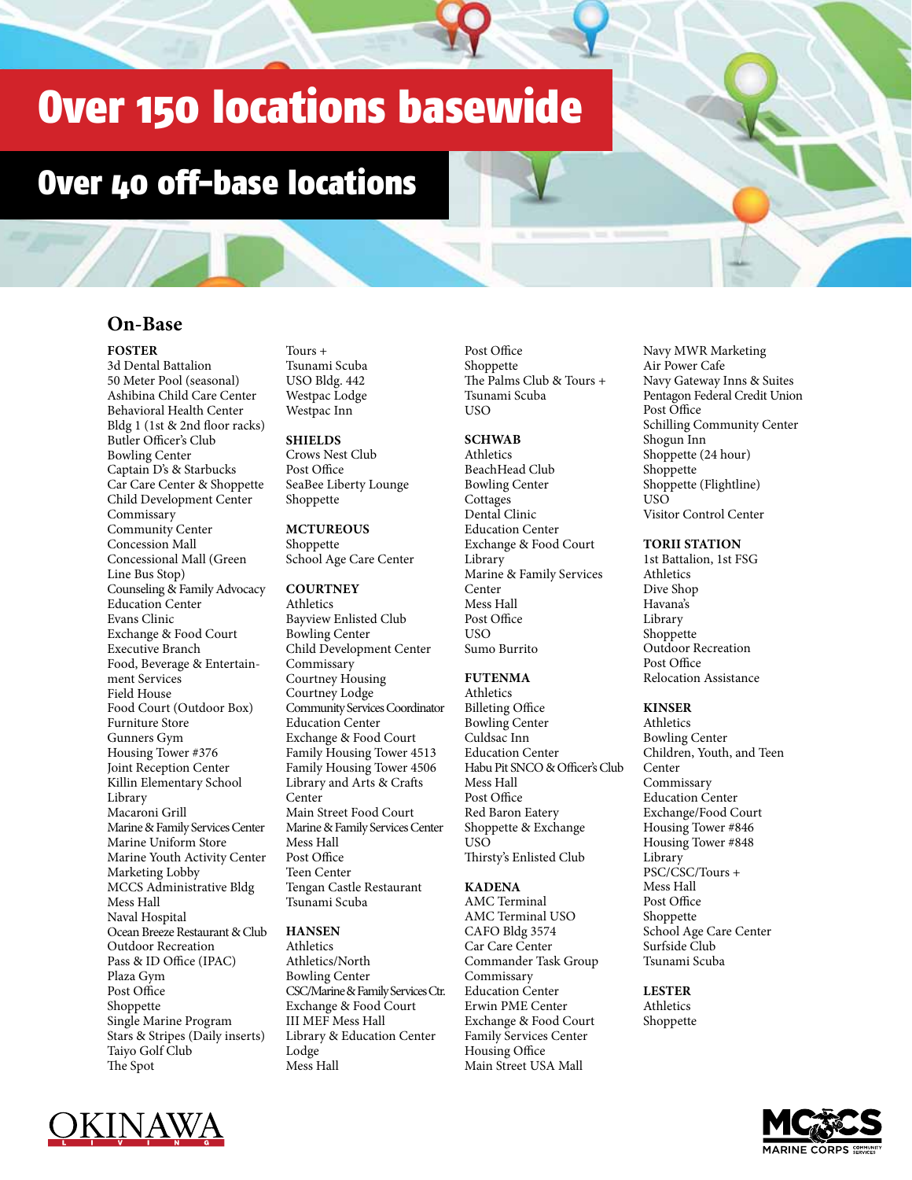# Over 150 locations basewide

## Over 40 off-base locations

## On-Base

**FOSTER**
3d Dental Battalion
50 Meter Pool (seasonal)
Ashibina Child Care Center
Behavioral Health Center
Bldg 1 (1st & 2nd floor racks)
Butler Officer's Club
Bowling Center
Captain D's & Starbucks
Car Care Center & Shoppette
Child Development Center
Commissary
Community Center
Concession Mall
Concessional Mall (Green Line Bus Stop)
Counseling & Family Advocacy
Education Center
Evans Clinic
Exchange & Food Court
Executive Branch
Food, Beverage & Entertainment Services
Field House
Food Court (Outdoor Box)
Furniture Store
Gunners Gym
Housing Tower #376
Joint Reception Center
Killin Elementary School
Library
Macaroni Grill
Marine & Family Services Center
Marine Uniform Store
Marine Youth Activity Center
Marketing Lobby
MCCS Administrative Bldg
Mess Hall
Naval Hospital
Ocean Breeze Restaurant & Club
Outdoor Recreation
Pass & ID Office (IPAC)
Plaza Gym
Post Office
Shoppette
Single Marine Program
Stars & Stripes (Daily inserts)
Taiyo Golf Club
The Spot
Tours +
Tsunami Scuba
USO Bldg. 442
Westpac Lodge
Westpac Inn

**SHIELDS**
Crows Nest Club
Post Office
SeaBee Liberty Lounge
Shoppette

**MCTUREOUS**
Shoppette
School Age Care Center

**COURTNEY**
Athletics
Bayview Enlisted Club
Bowling Center
Child Development Center
Commissary
Courtney Housing
Courtney Lodge
Community Services Coordinator
Education Center
Exchange & Food Court
Family Housing Tower 4513
Family Housing Tower 4506
Library and Arts & Crafts Center
Main Street Food Court
Marine & Family Services Center
Mess Hall
Post Office
Teen Center
Tengan Castle Restaurant
Tsunami Scuba

**HANSEN**
Athletics
Athletics/North
Bowling Center
CSC/Marine & Family Services Ctr.
Exchange & Food Court
III MEF Mess Hall
Library & Education Center
Lodge
Mess Hall
Post Office
Shoppette
The Palms Club & Tours +
Tsunami Scuba
USO

**SCHWAB**
Athletics
BeachHead Club
Bowling Center
Cottages
Dental Clinic
Education Center
Exchange & Food Court
Library
Marine & Family Services Center
Mess Hall
Post Office
USO
Sumo Burrito

**FUTENMA**
Athletics
Billeting Office
Bowling Center
Culdsac Inn
Education Center
Habu Pit SNCO & Officer's Club
Mess Hall
Post Office
Red Baron Eatery
Shoppette & Exchange
USO
Thirsty's Enlisted Club

**KADENA**
AMC Terminal
AMC Terminal USO
CAFO Bldg 3574
Car Care Center
Commander Task Group
Commissary
Education Center
Erwin PME Center
Exchange & Food Court
Family Services Center
Housing Office
Main Street USA Mall
Navy MWR Marketing
Air Power Cafe
Navy Gateway Inns & Suites
Pentagon Federal Credit Union
Post Office
Schilling Community Center
Shogun Inn
Shoppette (24 hour)
Shoppette
Shoppette (Flightline)
USO
Visitor Control Center

**TORII STATION**
1st Battalion, 1st FSG
Athletics
Dive Shop
Havana's
Library
Shoppette
Outdoor Recreation
Post Office
Relocation Assistance

**KINSER**
Athletics
Bowling Center
Children, Youth, and Teen Center
Commissary
Education Center
Exchange/Food Court
Housing Tower #846
Housing Tower #848
Library
PSC/CSC/Tours +
Mess Hall
Post Office
Shoppette
School Age Care Center
Surfside Club
Tsunami Scuba

**LESTER**
Athletics
Shoppette

OKINAWA LIVING

MCCS MARINE CORPS COMMUNITY SERVICES